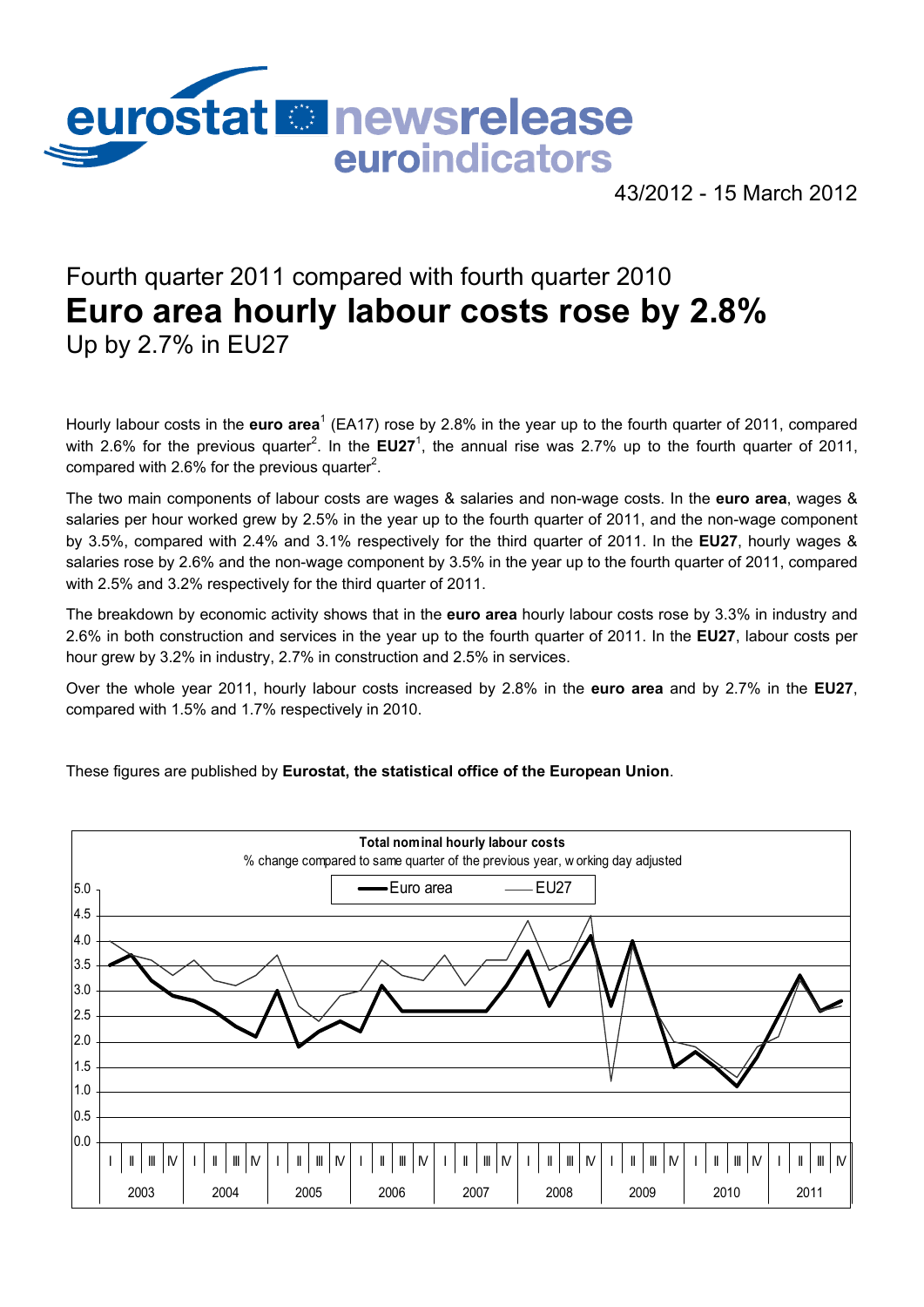# eurostat newsrelease euroindicators

43/2012 - 15 March 2012

## Fourth quarter 2011 compared with fourth quarter 2010

# Euro area hourly labour costs rose by 2.8%

### Up by 2.7% in EU27

Hourly labour costs in the **euro area**[1] (EA17) rose by 2.8% in the year up to the fourth quarter of 2011, compared with 2.6% for the previous quarter[2]. In the **EU27**[1], the annual rise was 2.7% up to the fourth quarter of 2011, compared with 2.6% for the previous quarter[2].

The two main components of labour costs are wages & salaries and non-wage costs. In the **euro area**, wages & salaries per hour worked grew by 2.5% in the year up to the fourth quarter of 2011, and the non-wage component by 3.5%, compared with 2.4% and 3.1% respectively for the third quarter of 2011. In the **EU27**, hourly wages & salaries rose by 2.6% and the non-wage component by 3.5% in the year up to the fourth quarter of 2011, compared with 2.5% and 3.2% respectively for the third quarter of 2011.

The breakdown by economic activity shows that in the **euro area** hourly labour costs rose by 3.3% in industry and 2.6% in both construction and services in the year up to the fourth quarter of 2011. In the **EU27**, labour costs per hour grew by 3.2% in industry, 2.7% in construction and 2.5% in services.

Over the whole year 2011, hourly labour costs increased by 2.8% in the **euro area** and by 2.7% in the **EU27**, compared with 1.5% and 1.7% respectively in 2010.

These figures are published by **Eurostat, the statistical office of the European Union**.

**Total nominal hourly labour costs**

% change compared to same quarter of the previous year, working day adjusted

Legend: Euro area, EU27

Y-axis: 0.0 – 5.0; X-axis: quarters I–IV, 2003 to 2011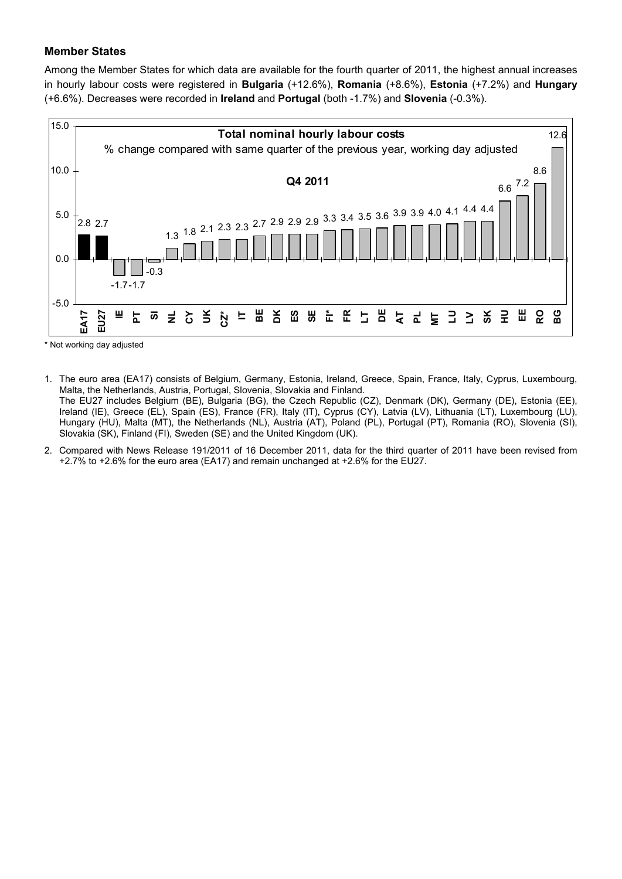### Member States

Among the Member States for which data are available for the fourth quarter of 2011, the highest annual increases in hourly labour costs were registered in **Bulgaria** (+12.6%), **Romania** (+8.6%), **Estonia** (+7.2%) and **Hungary** (+6.6%). Decreases were recorded in **Ireland** and **Portugal** (both -1.7%) and **Slovenia** (-0.3%).

**Total nominal hourly labour costs**

% change compared with same quarter of the previous year, working day adjusted

**Q4 2011**

| EA17 | EU27 | IE | PT | SI | NL | CY | UK | CZ* | IT | BE | DK | ES | SE | FI* | FR | LT | DE | AT | PL | MT | LU | LV | SK | HU | EE | RO | BG |
|---|---|---|---|---|---|---|---|---|---|---|---|---|---|---|---|---|---|---|---|---|---|---|---|---|---|---|---|
| 2.8 | 2.7 | -1.7 | -1.7 | -0.3 | 1.3 | 1.8 | 2.1 | 2.3 | 2.3 | 2.7 | 2.9 | 2.9 | 2.9 | 3.3 | 3.4 | 3.5 | 3.6 | 3.9 | 3.9 | 4.0 | 4.1 | 4.4 | 4.4 | 6.6 | 7.2 | 8.6 | 12.6 |

\* Not working day adjusted

1. The euro area (EA17) consists of Belgium, Germany, Estonia, Ireland, Greece, Spain, France, Italy, Cyprus, Luxembourg, Malta, the Netherlands, Austria, Portugal, Slovenia, Slovakia and Finland.
   The EU27 includes Belgium (BE), Bulgaria (BG), the Czech Republic (CZ), Denmark (DK), Germany (DE), Estonia (EE), Ireland (IE), Greece (EL), Spain (ES), France (FR), Italy (IT), Cyprus (CY), Latvia (LV), Lithuania (LT), Luxembourg (LU), Hungary (HU), Malta (MT), the Netherlands (NL), Austria (AT), Poland (PL), Portugal (PT), Romania (RO), Slovenia (SI), Slovakia (SK), Finland (FI), Sweden (SE) and the United Kingdom (UK).
2. Compared with News Release 191/2011 of 16 December 2011, data for the third quarter of 2011 have been revised from +2.7% to +2.6% for the euro area (EA17) and remain unchanged at +2.6% for the EU27.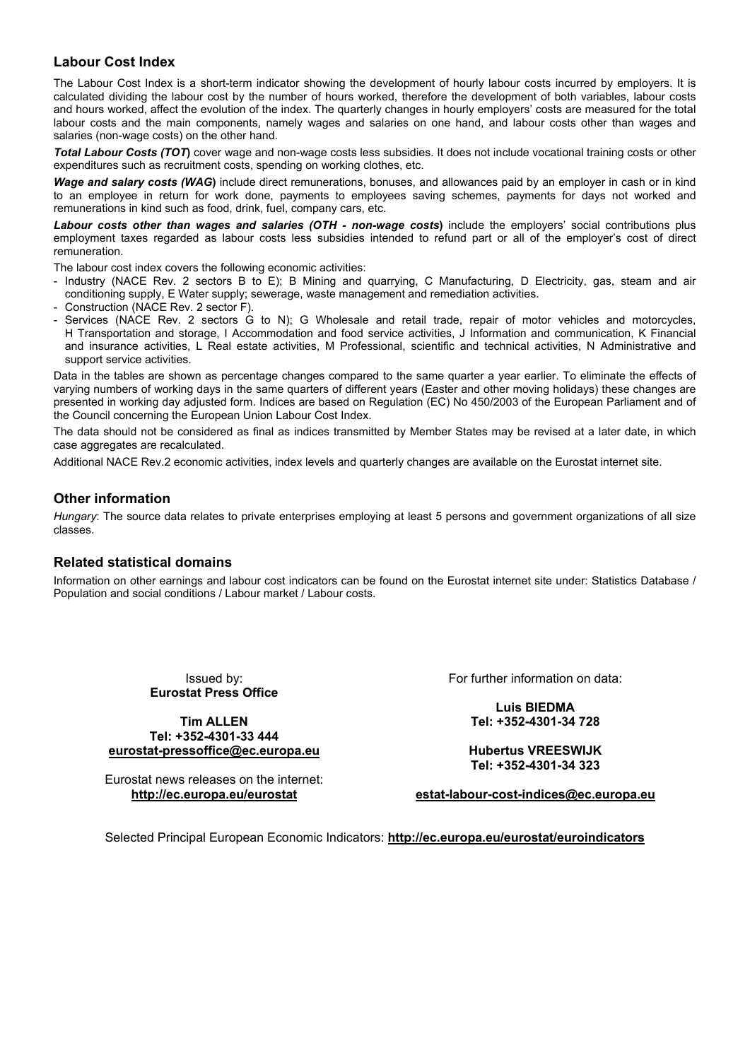## Labour Cost Index

The Labour Cost Index is a short-term indicator showing the development of hourly labour costs incurred by employers. It is calculated dividing the labour cost by the number of hours worked, therefore the development of both variables, labour costs and hours worked, affect the evolution of the index. The quarterly changes in hourly employers' costs are measured for the total labour costs and the main components, namely wages and salaries on one hand, and labour costs other than wages and salaries (non-wage costs) on the other hand.

***Total Labour Costs (TOT*)** cover wage and non-wage costs less subsidies. It does not include vocational training costs or other expenditures such as recruitment costs, spending on working clothes, etc.

***Wage and salary costs (WAG*)** include direct remunerations, bonuses, and allowances paid by an employer in cash or in kind to an employee in return for work done, payments to employees saving schemes, payments for days not worked and remunerations in kind such as food, drink, fuel, company cars, etc.

***Labour costs other than wages and salaries (OTH - non-wage costs*)** include the employers' social contributions plus employment taxes regarded as labour costs less subsidies intended to refund part or all of the employer's cost of direct remuneration.

The labour cost index covers the following economic activities:

- Industry (NACE Rev. 2 sectors B to E); B Mining and quarrying, C Manufacturing, D Electricity, gas, steam and air conditioning supply, E Water supply; sewerage, waste management and remediation activities.
- Construction (NACE Rev. 2 sector F).
- Services (NACE Rev. 2 sectors G to N); G Wholesale and retail trade, repair of motor vehicles and motorcycles, H Transportation and storage, I Accommodation and food service activities, J Information and communication, K Financial and insurance activities, L Real estate activities, M Professional, scientific and technical activities, N Administrative and support service activities.

Data in the tables are shown as percentage changes compared to the same quarter a year earlier. To eliminate the effects of varying numbers of working days in the same quarters of different years (Easter and other moving holidays) these changes are presented in working day adjusted form. Indices are based on Regulation (EC) No 450/2003 of the European Parliament and of the Council concerning the European Union Labour Cost Index.

The data should not be considered as final as indices transmitted by Member States may be revised at a later date, in which case aggregates are recalculated.

Additional NACE Rev.2 economic activities, index levels and quarterly changes are available on the Eurostat internet site.

## Other information

*Hungary*: The source data relates to private enterprises employing at least 5 persons and government organizations of all size classes.

## Related statistical domains

Information on other earnings and labour cost indicators can be found on the Eurostat internet site under: Statistics Database / Population and social conditions / Labour market / Labour costs.

Issued by:
**Eurostat Press Office**

**Tim ALLEN**
**Tel: +352-4301-33 444**
**eurostat-pressoffice@ec.europa.eu**

Eurostat news releases on the internet:
**http://ec.europa.eu/eurostat**

For further information on data:

**Luis BIEDMA**
**Tel: +352-4301-34 728**

**Hubertus VREESWIJK**
**Tel: +352-4301-34 323**

**estat-labour-cost-indices@ec.europa.eu**

Selected Principal European Economic Indicators: **http://ec.europa.eu/eurostat/euroindicators**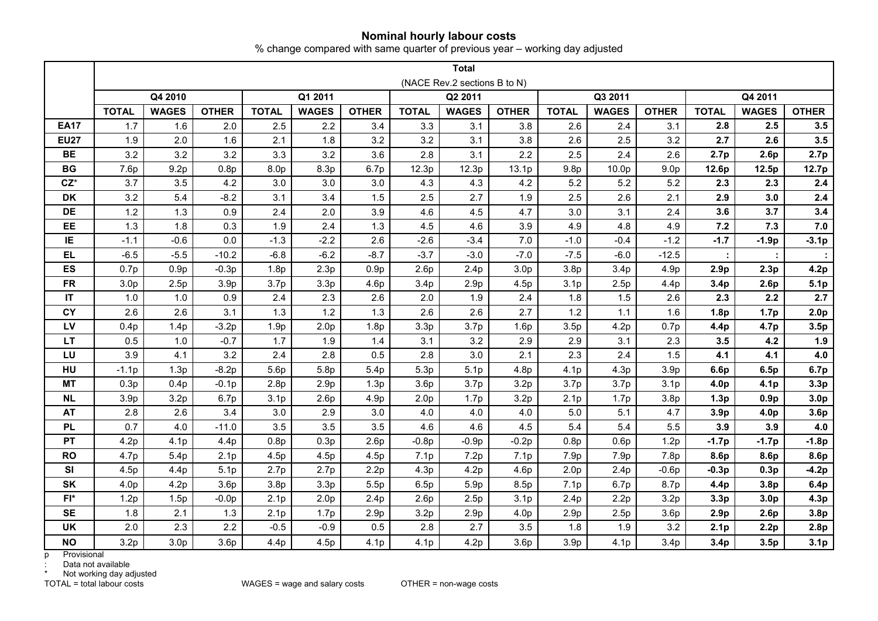## Nominal hourly labour costs

% change compared with same quarter of previous year – working day adjusted

| | Total (NACE Rev.2 sections B to N) | | | | | | | | | | | | | | |
|---|---|---|---|---|---|---|---|---|---|---|---|---|---|---|---|
| | Q4 2010 | | | Q1 2011 | | | Q2 2011 | | | Q3 2011 | | | Q4 2011 | | |
| | TOTAL | WAGES | OTHER | TOTAL | WAGES | OTHER | TOTAL | WAGES | OTHER | TOTAL | WAGES | OTHER | TOTAL | WAGES | OTHER |
| **EA17** | 1.7 | 1.6 | 2.0 | 2.5 | 2.2 | 3.4 | 3.3 | 3.1 | 3.8 | 2.6 | 2.4 | 3.1 | **2.8** | **2.5** | **3.5** |
| **EU27** | 1.9 | 2.0 | 1.6 | 2.1 | 1.8 | 3.2 | 3.2 | 3.1 | 3.8 | 2.6 | 2.5 | 3.2 | **2.7** | **2.6** | **3.5** |
| **BE** | 3.2 | 3.2 | 3.2 | 3.3 | 3.2 | 3.6 | 2.8 | 3.1 | 2.2 | 2.5 | 2.4 | 2.6 | **2.7p** | **2.6p** | **2.7p** |
| **BG** | 7.6p | 9.2p | 0.8p | 8.0p | 8.3p | 6.7p | 12.3p | 12.3p | 13.1p | 9.8p | 10.0p | 9.0p | **12.6p** | **12.5p** | **12.7p** |
| **CZ*** | 3.7 | 3.5 | 4.2 | 3.0 | 3.0 | 3.0 | 4.3 | 4.3 | 4.2 | 5.2 | 5.2 | 5.2 | **2.3** | **2.3** | **2.4** |
| **DK** | 3.2 | 5.4 | -8.2 | 3.1 | 3.4 | 1.5 | 2.5 | 2.7 | 1.9 | 2.5 | 2.6 | 2.1 | **2.9** | **3.0** | **2.4** |
| **DE** | 1.2 | 1.3 | 0.9 | 2.4 | 2.0 | 3.9 | 4.6 | 4.5 | 4.7 | 3.0 | 3.1 | 2.4 | **3.6** | **3.7** | **3.4** |
| **EE** | 1.3 | 1.8 | 0.3 | 1.9 | 2.4 | 1.3 | 4.5 | 4.6 | 3.9 | 4.9 | 4.8 | 4.9 | **7.2** | **7.3** | **7.0** |
| **IE** | -1.1 | -0.6 | 0.0 | -1.3 | -2.2 | 2.6 | -2.6 | -3.4 | 7.0 | -1.0 | -0.4 | -1.2 | **-1.7** | **-1.9p** | **-3.1p** |
| **EL** | -6.5 | -5.5 | -10.2 | -6.8 | -6.2 | -8.7 | -3.7 | -3.0 | -7.0 | -7.5 | -6.0 | -12.5 | **:** | **:** | **:** |
| **ES** | 0.7p | 0.9p | -0.3p | 1.8p | 2.3p | 0.9p | 2.6p | 2.4p | 3.0p | 3.8p | 3.4p | 4.9p | **2.9p** | **2.3p** | **4.2p** |
| **FR** | 3.0p | 2.5p | 3.9p | 3.7p | 3.3p | 4.6p | 3.4p | 2.9p | 4.5p | 3.1p | 2.5p | 4.4p | **3.4p** | **2.6p** | **5.1p** |
| **IT** | 1.0 | 1.0 | 0.9 | 2.4 | 2.3 | 2.6 | 2.0 | 1.9 | 2.4 | 1.8 | 1.5 | 2.6 | **2.3** | **2.2** | **2.7** |
| **CY** | 2.6 | 2.6 | 3.1 | 1.3 | 1.2 | 1.3 | 2.6 | 2.6 | 2.7 | 1.2 | 1.1 | 1.6 | **1.8p** | **1.7p** | **2.0p** |
| **LV** | 0.4p | 1.4p | -3.2p | 1.9p | 2.0p | 1.8p | 3.3p | 3.7p | 1.6p | 3.5p | 4.2p | 0.7p | **4.4p** | **4.7p** | **3.5p** |
| **LT** | 0.5 | 1.0 | -0.7 | 1.7 | 1.9 | 1.4 | 3.1 | 3.2 | 2.9 | 2.9 | 3.1 | 2.3 | **3.5** | **4.2** | **1.9** |
| **LU** | 3.9 | 4.1 | 3.2 | 2.4 | 2.8 | 0.5 | 2.8 | 3.0 | 2.1 | 2.3 | 2.4 | 1.5 | **4.1** | **4.1** | **4.0** |
| **HU** | -1.1p | 1.3p | -8.2p | 5.6p | 5.8p | 5.4p | 5.3p | 5.1p | 4.8p | 4.1p | 4.3p | 3.9p | **6.6p** | **6.5p** | **6.7p** |
| **MT** | 0.3p | 0.4p | -0.1p | 2.8p | 2.9p | 1.3p | 3.6p | 3.7p | 3.2p | 3.7p | 3.7p | 3.1p | **4.0p** | **4.1p** | **3.3p** |
| **NL** | 3.9p | 3.2p | 6.7p | 3.1p | 2.6p | 4.9p | 2.0p | 1.7p | 3.2p | 2.1p | 1.7p | 3.8p | **1.3p** | **0.9p** | **3.0p** |
| **AT** | 2.8 | 2.6 | 3.4 | 3.0 | 2.9 | 3.0 | 4.0 | 4.0 | 4.0 | 5.0 | 5.1 | 4.7 | **3.9p** | **4.0p** | **3.6p** |
| **PL** | 0.7 | 4.0 | -11.0 | 3.5 | 3.5 | 3.5 | 4.6 | 4.6 | 4.5 | 5.4 | 5.4 | 5.5 | **3.9** | **3.9** | **4.0** |
| **PT** | 4.2p | 4.1p | 4.4p | 0.8p | 0.3p | 2.6p | -0.8p | -0.9p | -0.2p | 0.8p | 0.6p | 1.2p | **-1.7p** | **-1.7p** | **-1.8p** |
| **RO** | 4.7p | 5.4p | 2.1p | 4.5p | 4.5p | 4.5p | 7.1p | 7.2p | 7.1p | 7.9p | 7.9p | 7.8p | **8.6p** | **8.6p** | **8.6p** |
| **SI** | 4.5p | 4.4p | 5.1p | 2.7p | 2.7p | 2.2p | 4.3p | 4.2p | 4.6p | 2.0p | 2.4p | -0.6p | **-0.3p** | **0.3p** | **-4.2p** |
| **SK** | 4.0p | 4.2p | 3.6p | 3.8p | 3.3p | 5.5p | 6.5p | 5.9p | 8.5p | 7.1p | 6.7p | 8.7p | **4.4p** | **3.8p** | **6.4p** |
| **FI*** | 1.2p | 1.5p | -0.0p | 2.1p | 2.0p | 2.4p | 2.6p | 2.5p | 3.1p | 2.4p | 2.2p | 3.2p | **3.3p** | **3.0p** | **4.3p** |
| **SE** | 1.8 | 2.1 | 1.3 | 2.1p | 1.7p | 2.9p | 3.2p | 2.9p | 4.0p | 2.9p | 2.5p | 3.6p | **2.9p** | **2.6p** | **3.8p** |
| **UK** | 2.0 | 2.3 | 2.2 | -0.5 | -0.9 | 0.5 | 2.8 | 2.7 | 3.5 | 1.8 | 1.9 | 3.2 | **2.1p** | **2.2p** | **2.8p** |
| **NO** | 3.2p | 3.0p | 3.6p | 4.4p | 4.5p | 4.1p | 4.1p | 4.2p | 3.6p | 3.9p | 4.1p | 3.4p | **3.4p** | **3.5p** | **3.1p** |

p Provisional
: Data not available
* Not working day adjusted
TOTAL = total labour costs    WAGES = wage and salary costs    OTHER = non-wage costs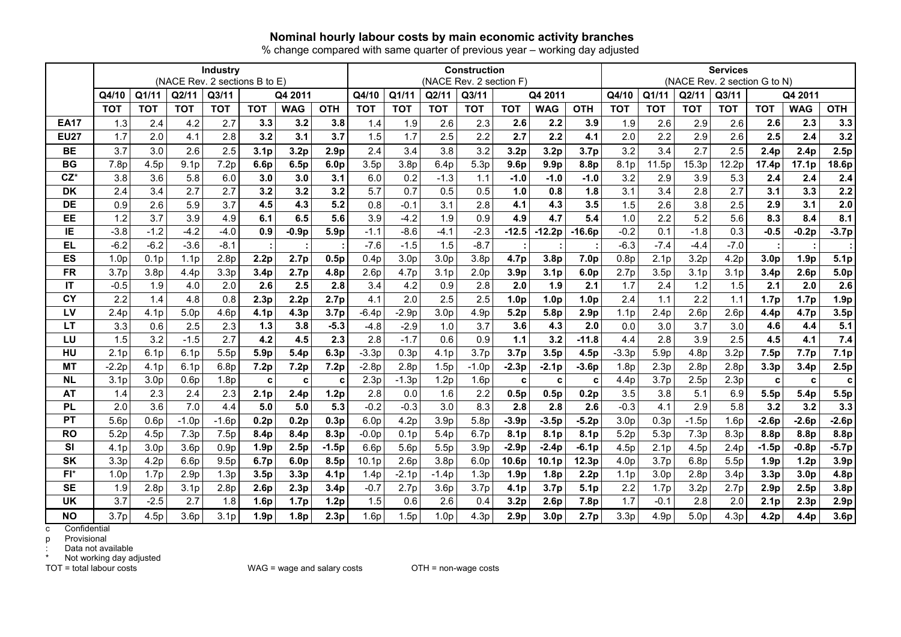# Nominal hourly labour costs by main economic activity branches

% change compared with same quarter of previous year – working day adjusted

| | Industry (NACE Rev. 2 sections B to E) | | | | | | | Construction (NACE Rev. 2 section F) | | | | | | | Services (NACE Rev. 2 section G to N) | | | | | | |
|---|---|---|---|---|---|---|---|---|---|---|---|---|---|---|---|---|---|---|---|---|---|
| | Q4/10 | Q1/11 | Q2/11 | Q3/11 | Q4 2011 | | | Q4/10 | Q1/11 | Q2/11 | Q3/11 | Q4 2011 | | | Q4/10 | Q1/11 | Q2/11 | Q3/11 | Q4 2011 | | |
| | TOT | TOT | TOT | TOT | TOT | WAG | OTH | TOT | TOT | TOT | TOT | TOT | WAG | OTH | TOT | TOT | TOT | TOT | TOT | WAG | OTH |
| **EA17** | 1.3 | 2.4 | 4.2 | 2.7 | **3.3** | **3.2** | **3.8** | 1.4 | 1.9 | 2.6 | 2.3 | **2.6** | **2.2** | **3.9** | 1.9 | 2.6 | 2.9 | 2.6 | **2.6** | **2.3** | **3.3** |
| **EU27** | 1.7 | 2.0 | 4.1 | 2.8 | **3.2** | **3.1** | **3.7** | 1.5 | 1.7 | 2.5 | 2.2 | **2.7** | **2.2** | **4.1** | 2.0 | 2.2 | 2.9 | 2.6 | **2.5** | **2.4** | **3.2** |
| **BE** | 3.7 | 3.0 | 2.6 | 2.5 | **3.1p** | **3.2p** | **2.9p** | 2.4 | 3.4 | 3.8 | 3.2 | **3.2p** | **3.2p** | **3.7p** | 3.2 | 3.4 | 2.7 | 2.5 | **2.4p** | **2.4p** | **2.5p** |
| **BG** | 7.8p | 4.5p | 9.1p | 7.2p | **6.6p** | **6.5p** | **6.0p** | 3.5p | 3.8p | 6.4p | 5.3p | **9.6p** | **9.9p** | **8.8p** | 8.1p | 11.5p | 15.3p | 12.2p | **17.4p** | **17.1p** | **18.6p** |
| **CZ*** | 3.8 | 3.6 | 5.8 | 6.0 | **3.0** | **3.0** | **3.1** | 6.0 | 0.2 | -1.3 | 1.1 | **-1.0** | **-1.0** | **-1.0** | 3.2 | 2.9 | 3.9 | 5.3 | **2.4** | **2.4** | **2.4** |
| **DK** | 2.4 | 3.4 | 2.7 | 2.7 | **3.2** | **3.2** | **3.2** | 5.7 | 0.7 | 0.5 | 0.5 | **1.0** | **0.8** | **1.8** | 3.1 | 3.4 | 2.8 | 2.7 | **3.1** | **3.3** | **2.2** |
| **DE** | 0.9 | 2.6 | 5.9 | 3.7 | **4.5** | **4.3** | **5.2** | 0.8 | -0.1 | 3.1 | 2.8 | **4.1** | **4.3** | **3.5** | 1.5 | 2.6 | 3.8 | 2.5 | **2.9** | **3.1** | **2.0** |
| **EE** | 1.2 | 3.7 | 3.9 | 4.9 | **6.1** | **6.5** | **5.6** | 3.9 | -4.2 | 1.9 | 0.9 | **4.9** | **4.7** | **5.4** | 1.0 | 2.2 | 5.2 | 5.6 | **8.3** | **8.4** | **8.1** |
| **IE** | -3.8 | -1.2 | -4.2 | -4.0 | **0.9** | **-0.9p** | **5.9p** | -1.1 | -8.6 | -4.1 | -2.3 | **-12.5** | **-12.2p** | **-16.6p** | -0.2 | 0.1 | -1.8 | 0.3 | **-0.5** | **-0.2p** | **-3.7p** |
| **EL** | -6.2 | -6.2 | -3.6 | -8.1 | **:** | **:** | **:** | -7.6 | -1.5 | 1.5 | -8.7 | **:** | **:** | **:** | -6.3 | -7.4 | -4.4 | -7.0 | **:** | **:** | **:** |
| **ES** | 1.0p | 0.1p | 1.1p | 2.8p | **2.2p** | **2.7p** | **0.5p** | 0.4p | 3.0p | 3.0p | 3.8p | **4.7p** | **3.8p** | **7.0p** | 0.8p | 2.1p | 3.2p | 4.2p | **3.0p** | **1.9p** | **5.1p** |
| **FR** | 3.7p | 3.8p | 4.4p | 3.3p | **3.4p** | **2.7p** | **4.8p** | 2.6p | 4.7p | 3.1p | 2.0p | **3.9p** | **3.1p** | **6.0p** | 2.7p | 3.5p | 3.1p | 3.1p | **3.4p** | **2.6p** | **5.0p** |
| **IT** | -0.5 | 1.9 | 4.0 | 2.0 | **2.6** | **2.5** | **2.8** | 3.4 | 4.2 | 0.9 | 2.8 | **2.0** | **1.9** | **2.1** | 1.7 | 2.4 | 1.2 | 1.5 | **2.1** | **2.0** | **2.6** |
| **CY** | 2.2 | 1.4 | 4.8 | 0.8 | **2.3p** | **2.2p** | **2.7p** | 4.1 | 2.0 | 2.5 | 2.5 | **1.0p** | **1.0p** | **1.0p** | 2.4 | 1.1 | 2.2 | 1.1 | **1.7p** | **1.7p** | **1.9p** |
| **LV** | 2.4p | 4.1p | 5.0p | 4.6p | **4.1p** | **4.3p** | **3.7p** | -6.4p | -2.9p | 3.0p | 4.9p | **5.2p** | **5.8p** | **2.9p** | 1.1p | 2.4p | 2.6p | 2.6p | **4.4p** | **4.7p** | **3.5p** |
| **LT** | 3.3 | 0.6 | 2.5 | 2.3 | **1.3** | **3.8** | **-5.3** | -4.8 | -2.9 | 1.0 | 3.7 | **3.6** | **4.3** | **2.0** | 0.0 | 3.0 | 3.7 | 3.0 | **4.6** | **4.4** | **5.1** |
| **LU** | 1.5 | 3.2 | -1.5 | 2.7 | **4.2** | **4.5** | **2.3** | 2.8 | -1.7 | 0.6 | 0.9 | **1.1** | **3.2** | **-11.8** | 4.4 | 2.8 | 3.9 | 2.5 | **4.5** | **4.1** | **7.4** |
| **HU** | 2.1p | 6.1p | 6.1p | 5.5p | **5.9p** | **5.4p** | **6.3p** | -3.3p | 0.3p | 4.1p | 3.7p | **3.7p** | **3.5p** | **4.5p** | -3.3p | 5.9p | 4.8p | 3.2p | **7.5p** | **7.7p** | **7.1p** |
| **MT** | -2.2p | 4.1p | 6.1p | 6.8p | **7.2p** | **7.2p** | **7.2p** | -2.8p | 2.8p | 1.5p | -1.0p | **-2.3p** | **-2.1p** | **-3.6p** | 1.8p | 2.3p | 2.8p | 2.8p | **3.3p** | **3.4p** | **2.5p** |
| **NL** | 3.1p | 3.0p | 0.6p | 1.8p | **c** | **c** | **c** | 2.3p | -1.3p | 1.2p | 1.6p | **c** | **c** | **c** | 4.4p | 3.7p | 2.5p | 2.3p | **c** | **c** | **c** |
| **AT** | 1.4 | 2.3 | 2.4 | 2.3 | **2.1p** | **2.4p** | **1.2p** | 2.8 | 0.0 | 1.6 | 2.2 | **0.5p** | **0.5p** | **0.2p** | 3.5 | 3.8 | 5.1 | 6.9 | **5.5p** | **5.4p** | **5.5p** |
| **PL** | 2.0 | 3.6 | 7.0 | 4.4 | **5.0** | **5.0** | **5.3** | -0.2 | -0.3 | 3.0 | 8.3 | **2.8** | **2.8** | **2.6** | -0.3 | 4.1 | 2.9 | 5.8 | **3.2** | **3.2** | **3.3** |
| **PT** | 5.6p | 0.6p | -1.0p | -1.6p | **0.2p** | **0.2p** | **0.3p** | 6.0p | 4.2p | 3.9p | 5.8p | **-3.9p** | **-3.5p** | **-5.2p** | 3.0p | 0.3p | -1.5p | 1.6p | **-2.6p** | **-2.6p** | **-2.6p** |
| **RO** | 5.2p | 4.5p | 7.3p | 7.5p | **8.4p** | **8.4p** | **8.3p** | -0.0p | 0.1p | 5.4p | 6.7p | **8.1p** | **8.1p** | **8.1p** | 5.2p | 5.3p | 7.3p | 8.3p | **8.8p** | **8.8p** | **8.8p** |
| **SI** | 4.1p | 3.0p | 3.6p | 0.9p | **1.9p** | **2.5p** | **-1.5p** | 6.6p | 5.6p | 5.5p | 3.9p | **-2.9p** | **-2.4p** | **-6.1p** | 4.5p | 2.1p | 4.5p | 2.4p | **-1.5p** | **-0.8p** | **-5.7p** |
| **SK** | 3.3p | 4.2p | 6.6p | 9.5p | **6.7p** | **6.0p** | **8.5p** | 10.1p | 2.6p | 3.8p | 6.0p | **10.6p** | **10.1p** | **12.3p** | 4.0p | 3.7p | 6.8p | 5.5p | **1.9p** | **1.2p** | **3.9p** |
| **FI*** | 1.0p | 1.7p | 2.9p | 1.3p | **3.5p** | **3.3p** | **4.1p** | 1.4p | -2.1p | -1.4p | 1.3p | **1.9p** | **1.8p** | **2.2p** | 1.1p | 3.0p | 2.8p | 3.4p | **3.3p** | **3.0p** | **4.8p** |
| **SE** | 1.9 | 2.8p | 3.1p | 2.8p | **2.6p** | **2.3p** | **3.4p** | -0.7 | 2.7p | 3.6p | 3.7p | **4.1p** | **3.7p** | **5.1p** | 2.2 | 1.7p | 3.2p | 2.7p | **2.9p** | **2.5p** | **3.8p** |
| **UK** | 3.7 | -2.5 | 2.7 | 1.8 | **1.6p** | **1.7p** | **1.2p** | 1.5 | 0.6 | 2.6 | 0.4 | **3.2p** | **2.6p** | **7.8p** | 1.7 | -0.1 | 2.8 | 2.0 | **2.1p** | **2.3p** | **2.9p** |
| **NO** | 3.7p | 4.5p | 3.6p | 3.1p | **1.9p** | **1.8p** | **2.3p** | 1.6p | 1.5p | 1.0p | 4.3p | **2.9p** | **3.0p** | **2.7p** | 3.3p | 4.9p | 5.0p | 4.3p | **4.2p** | **4.4p** | **3.6p** |

c Confidential
p Provisional
: Data not available
* Not working day adjusted
TOT = total labour costs WAG = wage and salary costs OTH = non-wage costs